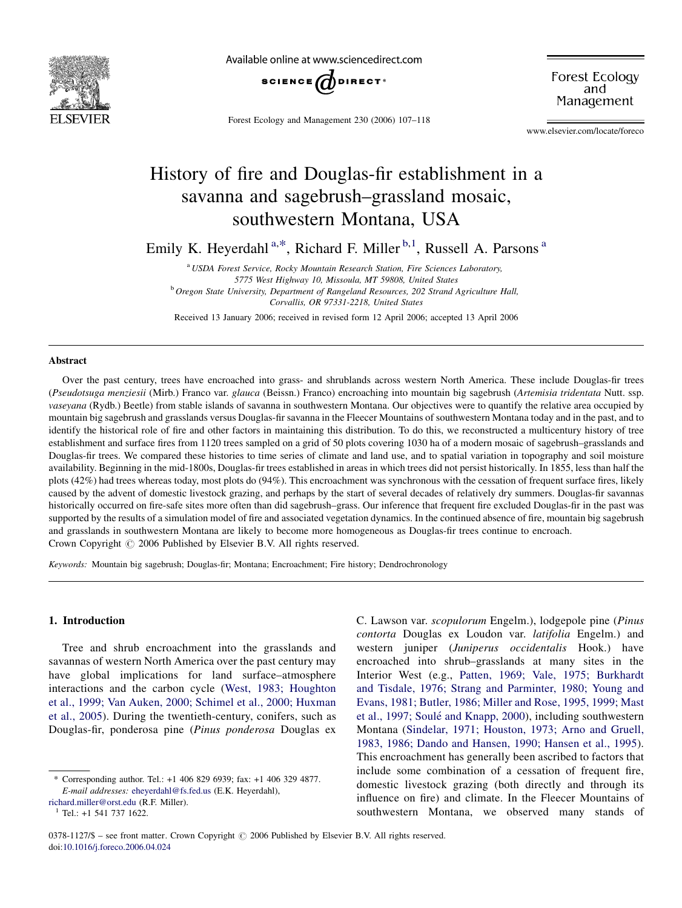# History of fire and Douglas-fir establishment in a savanna and sagebrush–grassland mosaic, southwestern Montana, USA

Emily K. Heyerdahl [a,*], Richard F. Miller [b,1], Russell A. Parsons [a]

[a] USDA Forest Service, Rocky Mountain Research Station, Fire Sciences Laboratory, 5775 West Highway 10, Missoula, MT 59808, United States

[b] Oregon State University, Department of Rangeland Resources, 202 Strand Agriculture Hall, Corvallis, OR 97331-2218, United States

Received 13 January 2006; received in revised form 12 April 2006; accepted 13 April 2006

## Abstract

Over the past century, trees have encroached into grass- and shrublands across western North America. These include Douglas-fir trees (*Pseudotsuga menziesii* (Mirb.) Franco var. *glauca* (Beissn.) Franco) encroaching into mountain big sagebrush (*Artemisia tridentata* Nutt. ssp. *vaseyana* (Rydb.) Beetle) from stable islands of savanna in southwestern Montana. Our objectives were to quantify the relative area occupied by mountain big sagebrush and grasslands versus Douglas-fir savanna in the Fleecer Mountains of southwestern Montana today and in the past, and to identify the historical role of fire and other factors in maintaining this distribution. To do this, we reconstructed a multicentury history of tree establishment and surface fires from 1120 trees sampled on a grid of 50 plots covering 1030 ha of a modern mosaic of sagebrush–grasslands and Douglas-fir trees. We compared these histories to time series of climate and land use, and to spatial variation in topography and soil moisture availability. Beginning in the mid-1800s, Douglas-fir trees established in areas in which trees did not persist historically. In 1855, less than half the plots (42%) had trees whereas today, most plots do (94%). This encroachment was synchronous with the cessation of frequent surface fires, likely caused by the advent of domestic livestock grazing, and perhaps by the start of several decades of relatively dry summers. Douglas-fir savannas historically occurred on fire-safe sites more often than did sagebrush–grass. Our inference that frequent fire excluded Douglas-fir in the past was supported by the results of a simulation model of fire and associated vegetation dynamics. In the continued absence of fire, mountain big sagebrush and grasslands in southwestern Montana are likely to become more homogeneous as Douglas-fir trees continue to encroach.

Crown Copyright © 2006 Published by Elsevier B.V. All rights reserved.

*Keywords:* Mountain big sagebrush; Douglas-fir; Montana; Encroachment; Fire history; Dendrochronology

## 1. Introduction

Tree and shrub encroachment into the grasslands and savannas of western North America over the past century may have global implications for land surface–atmosphere interactions and the carbon cycle (West, 1983; Houghton et al., 1999; Van Auken, 2000; Schimel et al., 2000; Huxman et al., 2005). During the twentieth-century, conifers, such as Douglas-fir, ponderosa pine (*Pinus ponderosa* Douglas ex C. Lawson var. *scopulorum* Engelm.), lodgepole pine (*Pinus contorta* Douglas ex Loudon var. *latifolia* Engelm.) and western juniper (*Juniperus occidentalis* Hook.) have encroached into shrub–grasslands at many sites in the Interior West (e.g., Patten, 1969; Vale, 1975; Burkhardt and Tisdale, 1976; Strang and Parminter, 1980; Young and Evans, 1981; Butler, 1986; Miller and Rose, 1995, 1999; Mast et al., 1997; Soulé and Knapp, 2000), including southwestern Montana (Sindelar, 1971; Houston, 1973; Arno and Gruell, 1983, 1986; Dando and Hansen, 1990; Hansen et al., 1995). This encroachment has generally been ascribed to factors that include some combination of a cessation of frequent fire, domestic livestock grazing (both directly and through its influence on fire) and climate. In the Fleecer Mountains of southwestern Montana, we observed many stands of

\* Corresponding author. Tel.: +1 406 829 6939; fax: +1 406 329 4877.
E-mail addresses: eheyerdahl@fs.fed.us (E.K. Heyerdahl), richard.miller@orst.edu (R.F. Miller).

[1] Tel.: +1 541 737 1622.

0378-1127/$ – see front matter. Crown Copyright © 2006 Published by Elsevier B.V. All rights reserved.
doi:10.1016/j.foreco.2006.04.024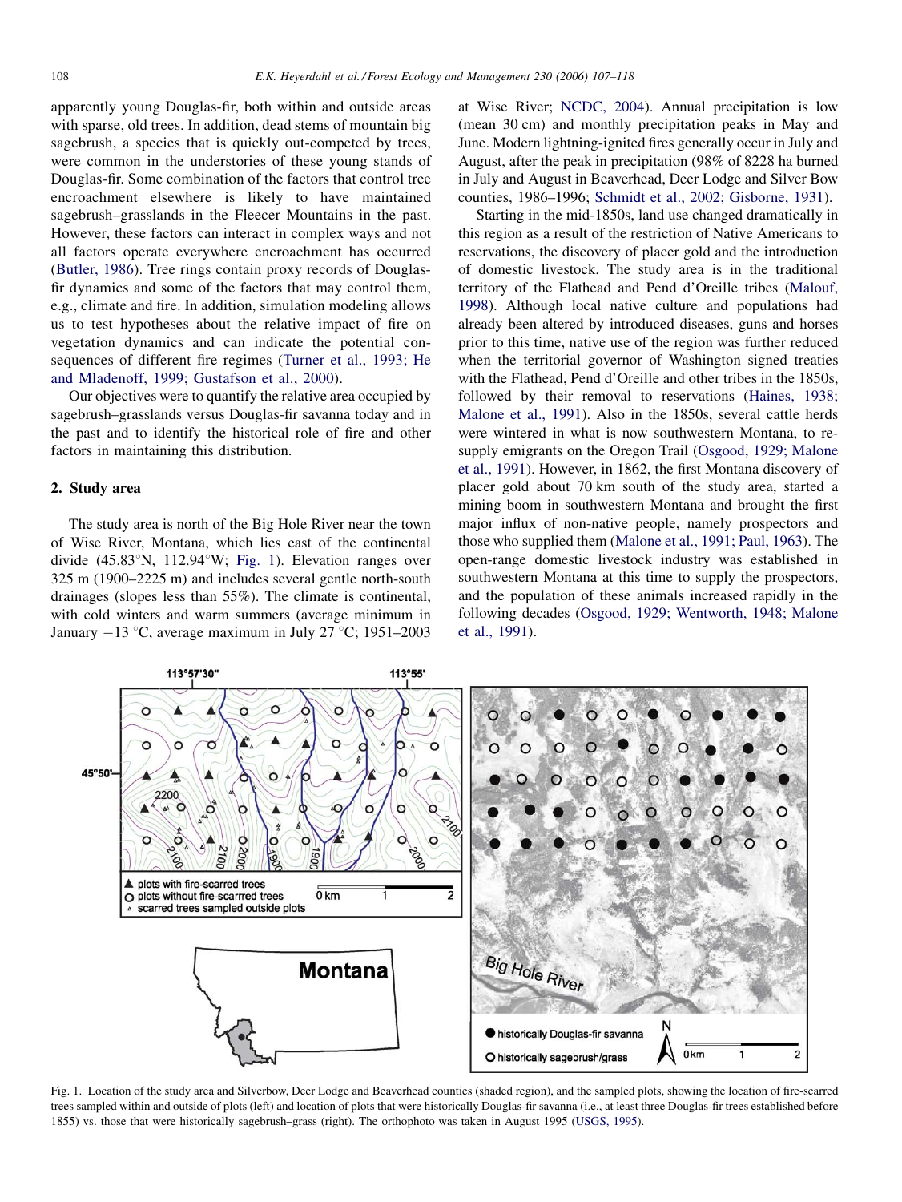apparently young Douglas-fir, both within and outside areas with sparse, old trees. In addition, dead stems of mountain big sagebrush, a species that is quickly out-competed by trees, were common in the understories of these young stands of Douglas-fir. Some combination of the factors that control tree encroachment elsewhere is likely to have maintained sagebrush–grasslands in the Fleecer Mountains in the past. However, these factors can interact in complex ways and not all factors operate everywhere encroachment has occurred (Butler, 1986). Tree rings contain proxy records of Douglas-fir dynamics and some of the factors that may control them, e.g., climate and fire. In addition, simulation modeling allows us to test hypotheses about the relative impact of fire on vegetation dynamics and can indicate the potential consequences of different fire regimes (Turner et al., 1993; He and Mladenoff, 1999; Gustafson et al., 2000).

Our objectives were to quantify the relative area occupied by sagebrush–grasslands versus Douglas-fir savanna today and in the past and to identify the historical role of fire and other factors in maintaining this distribution.

## 2. Study area

The study area is north of the Big Hole River near the town of Wise River, Montana, which lies east of the continental divide (45.83°N, 112.94°W; Fig. 1). Elevation ranges over 325 m (1900–2225 m) and includes several gentle north-south drainages (slopes less than 55%). The climate is continental, with cold winters and warm summers (average minimum in January −13 °C, average maximum in July 27 °C; 1951–2003 at Wise River; NCDC, 2004). Annual precipitation is low (mean 30 cm) and monthly precipitation peaks in May and June. Modern lightning-ignited fires generally occur in July and August, after the peak in precipitation (98% of 8228 ha burned in July and August in Beaverhead, Deer Lodge and Silver Bow counties, 1986–1996; Schmidt et al., 2002; Gisborne, 1931).

Starting in the mid-1850s, land use changed dramatically in this region as a result of the restriction of Native Americans to reservations, the discovery of placer gold and the introduction of domestic livestock. The study area is in the traditional territory of the Flathead and Pend d'Oreille tribes (Malouf, 1998). Although local native culture and populations had already been altered by introduced diseases, guns and horses prior to this time, native use of the region was further reduced when the territorial governor of Washington signed treaties with the Flathead, Pend d'Oreille and other tribes in the 1850s, followed by their removal to reservations (Haines, 1938; Malone et al., 1991). Also in the 1850s, several cattle herds were wintered in what is now southwestern Montana, to re-supply emigrants on the Oregon Trail (Osgood, 1929; Malone et al., 1991). However, in 1862, the first Montana discovery of placer gold about 70 km south of the study area, started a mining boom in southwestern Montana and brought the first major influx of non-native people, namely prospectors and those who supplied them (Malone et al., 1991; Paul, 1963). The open-range domestic livestock industry was established in southwestern Montana at this time to supply the prospectors, and the population of these animals increased rapidly in the following decades (Osgood, 1929; Wentworth, 1948; Malone et al., 1991).

Fig. 1. Location of the study area and Silverbow, Deer Lodge and Beaverhead counties (shaded region), and the sampled plots, showing the location of fire-scarred trees sampled within and outside of plots (left) and location of plots that were historically Douglas-fir savanna (i.e., at least three Douglas-fir trees established before 1855) vs. those that were historically sagebrush–grass (right). The orthophoto was taken in August 1995 (USGS, 1995).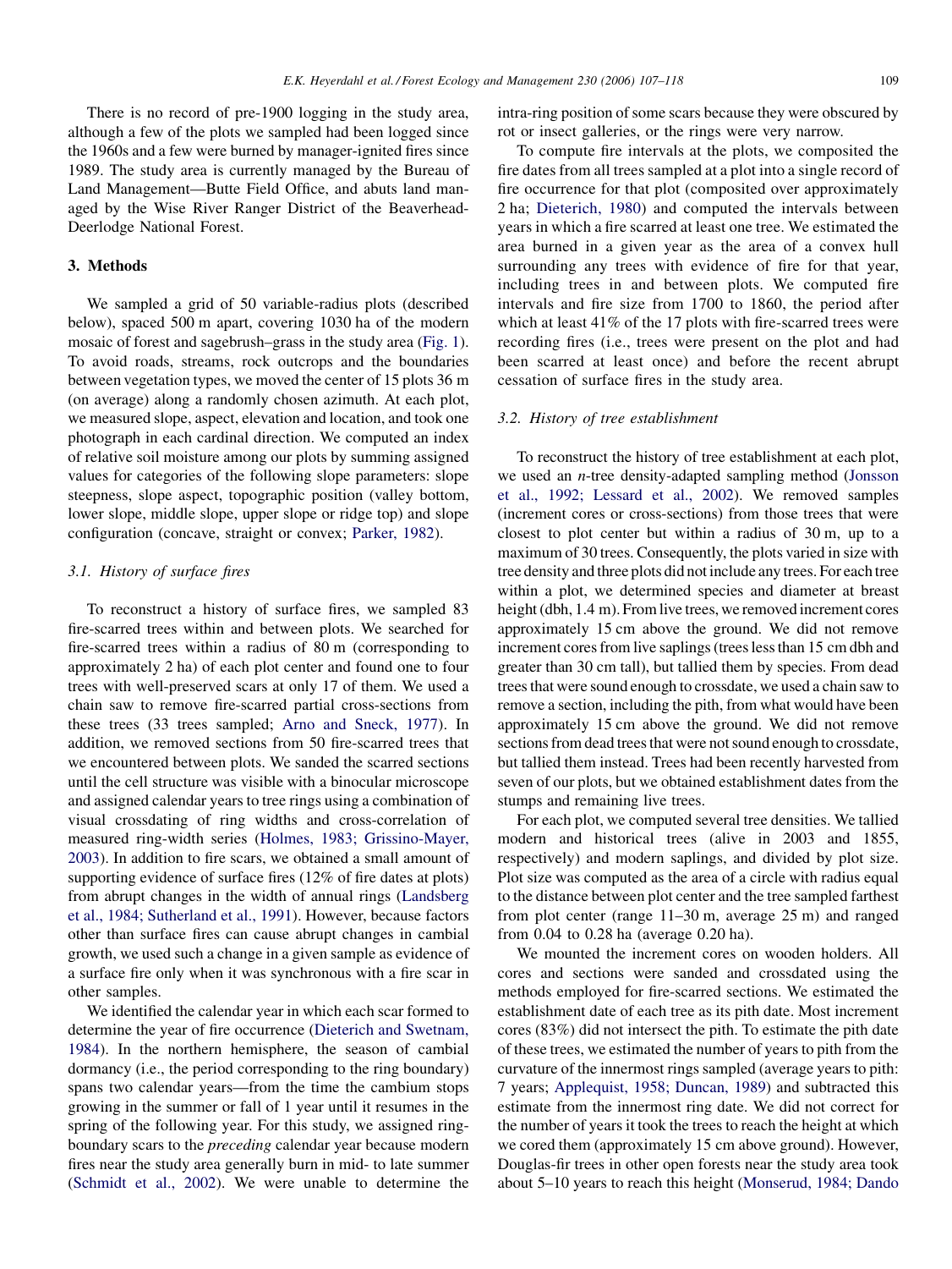There is no record of pre-1900 logging in the study area, although a few of the plots we sampled had been logged since the 1960s and a few were burned by manager-ignited fires since 1989. The study area is currently managed by the Bureau of Land Management—Butte Field Office, and abuts land managed by the Wise River Ranger District of the Beaverhead-Deerlodge National Forest.

## 3. Methods

We sampled a grid of 50 variable-radius plots (described below), spaced 500 m apart, covering 1030 ha of the modern mosaic of forest and sagebrush–grass in the study area (Fig. 1). To avoid roads, streams, rock outcrops and the boundaries between vegetation types, we moved the center of 15 plots 36 m (on average) along a randomly chosen azimuth. At each plot, we measured slope, aspect, elevation and location, and took one photograph in each cardinal direction. We computed an index of relative soil moisture among our plots by summing assigned values for categories of the following slope parameters: slope steepness, slope aspect, topographic position (valley bottom, lower slope, middle slope, upper slope or ridge top) and slope configuration (concave, straight or convex; Parker, 1982).

### 3.1. History of surface fires

To reconstruct a history of surface fires, we sampled 83 fire-scarred trees within and between plots. We searched for fire-scarred trees within a radius of 80 m (corresponding to approximately 2 ha) of each plot center and found one to four trees with well-preserved scars at only 17 of them. We used a chain saw to remove fire-scarred partial cross-sections from these trees (33 trees sampled; Arno and Sneck, 1977). In addition, we removed sections from 50 fire-scarred trees that we encountered between plots. We sanded the scarred sections until the cell structure was visible with a binocular microscope and assigned calendar years to tree rings using a combination of visual crossdating of ring widths and cross-correlation of measured ring-width series (Holmes, 1983; Grissino-Mayer, 2003). In addition to fire scars, we obtained a small amount of supporting evidence of surface fires (12% of fire dates at plots) from abrupt changes in the width of annual rings (Landsberg et al., 1984; Sutherland et al., 1991). However, because factors other than surface fires can cause abrupt changes in cambial growth, we used such a change in a given sample as evidence of a surface fire only when it was synchronous with a fire scar in other samples.

We identified the calendar year in which each scar formed to determine the year of fire occurrence (Dieterich and Swetnam, 1984). In the northern hemisphere, the season of cambial dormancy (i.e., the period corresponding to the ring boundary) spans two calendar years—from the time the cambium stops growing in the summer or fall of 1 year until it resumes in the spring of the following year. For this study, we assigned ring-boundary scars to the *preceding* calendar year because modern fires near the study area generally burn in mid- to late summer (Schmidt et al., 2002). We were unable to determine the intra-ring position of some scars because they were obscured by rot or insect galleries, or the rings were very narrow.

To compute fire intervals at the plots, we composited the fire dates from all trees sampled at a plot into a single record of fire occurrence for that plot (composited over approximately 2 ha; Dieterich, 1980) and computed the intervals between years in which a fire scarred at least one tree. We estimated the area burned in a given year as the area of a convex hull surrounding any trees with evidence of fire for that year, including trees in and between plots. We computed fire intervals and fire size from 1700 to 1860, the period after which at least 41% of the 17 plots with fire-scarred trees were recording fires (i.e., trees were present on the plot and had been scarred at least once) and before the recent abrupt cessation of surface fires in the study area.

### 3.2. History of tree establishment

To reconstruct the history of tree establishment at each plot, we used an *n*-tree density-adapted sampling method (Jonsson et al., 1992; Lessard et al., 2002). We removed samples (increment cores or cross-sections) from those trees that were closest to plot center but within a radius of 30 m, up to a maximum of 30 trees. Consequently, the plots varied in size with tree density and three plots did not include any trees. For each tree within a plot, we determined species and diameter at breast height (dbh, 1.4 m). From live trees, we removed increment cores approximately 15 cm above the ground. We did not remove increment cores from live saplings (trees less than 15 cm dbh and greater than 30 cm tall), but tallied them by species. From dead trees that were sound enough to crossdate, we used a chain saw to remove a section, including the pith, from what would have been approximately 15 cm above the ground. We did not remove sections from dead trees that were not sound enough to crossdate, but tallied them instead. Trees had been recently harvested from seven of our plots, but we obtained establishment dates from the stumps and remaining live trees.

For each plot, we computed several tree densities. We tallied modern and historical trees (alive in 2003 and 1855, respectively) and modern saplings, and divided by plot size. Plot size was computed as the area of a circle with radius equal to the distance between plot center and the tree sampled farthest from plot center (range 11–30 m, average 25 m) and ranged from 0.04 to 0.28 ha (average 0.20 ha).

We mounted the increment cores on wooden holders. All cores and sections were sanded and crossdated using the methods employed for fire-scarred sections. We estimated the establishment date of each tree as its pith date. Most increment cores (83%) did not intersect the pith. To estimate the pith date of these trees, we estimated the number of years to pith from the curvature of the innermost rings sampled (average years to pith: 7 years; Applequist, 1958; Duncan, 1989) and subtracted this estimate from the innermost ring date. We did not correct for the number of years it took the trees to reach the height at which we cored them (approximately 15 cm above ground). However, Douglas-fir trees in other open forests near the study area took about 5–10 years to reach this height (Monserud, 1984; Dando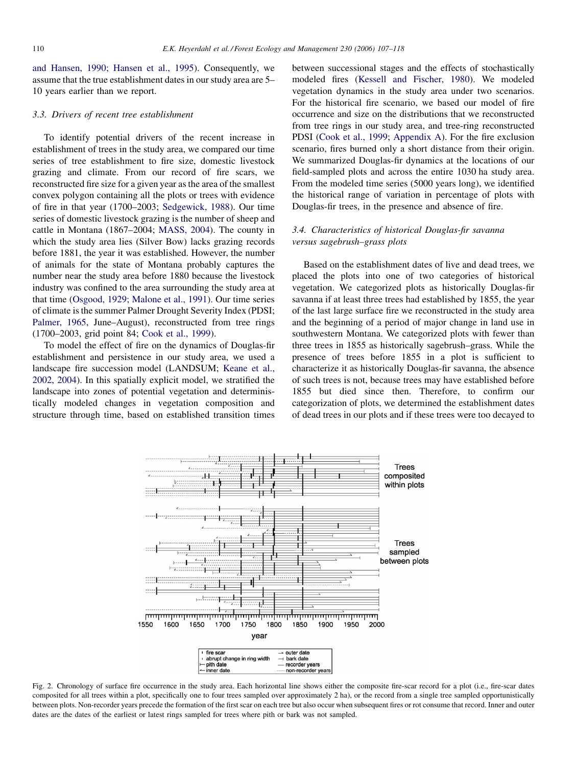and Hansen, 1990; Hansen et al., 1995). Consequently, we assume that the true establishment dates in our study area are 5–10 years earlier than we report.

### 3.3. Drivers of recent tree establishment

To identify potential drivers of the recent increase in establishment of trees in the study area, we compared our time series of tree establishment to fire size, domestic livestock grazing and climate. From our record of fire scars, we reconstructed fire size for a given year as the area of the smallest convex polygon containing all the plots or trees with evidence of fire in that year (1700–2003; Sedgewick, 1988). Our time series of domestic livestock grazing is the number of sheep and cattle in Montana (1867–2004; MASS, 2004). The county in which the study area lies (Silver Bow) lacks grazing records before 1881, the year it was established. However, the number of animals for the state of Montana probably captures the number near the study area before 1880 because the livestock industry was confined to the area surrounding the study area at that time (Osgood, 1929; Malone et al., 1991). Our time series of climate is the summer Palmer Drought Severity Index (PDSI; Palmer, 1965, June–August), reconstructed from tree rings (1700–2003, grid point 84; Cook et al., 1999).

To model the effect of fire on the dynamics of Douglas-fir establishment and persistence in our study area, we used a landscape fire succession model (LANDSUM; Keane et al., 2002, 2004). In this spatially explicit model, we stratified the landscape into zones of potential vegetation and deterministically modeled changes in vegetation composition and structure through time, based on established transition times between successional stages and the effects of stochastically modeled fires (Kessell and Fischer, 1980). We modeled vegetation dynamics in the study area under two scenarios. For the historical fire scenario, we based our model of fire occurrence and size on the distributions that we reconstructed from tree rings in our study area, and tree-ring reconstructed PDSI (Cook et al., 1999; Appendix A). For the fire exclusion scenario, fires burned only a short distance from their origin. We summarized Douglas-fir dynamics at the locations of our field-sampled plots and across the entire 1030 ha study area. From the modeled time series (5000 years long), we identified the historical range of variation in percentage of plots with Douglas-fir trees, in the presence and absence of fire.

### 3.4. Characteristics of historical Douglas-fir savanna versus sagebrush–grass plots

Based on the establishment dates of live and dead trees, we placed the plots into one of two categories of historical vegetation. We categorized plots as historically Douglas-fir savanna if at least three trees had established by 1855, the year of the last large surface fire we reconstructed in the study area and the beginning of a period of major change in land use in southwestern Montana. We categorized plots with fewer than three trees in 1855 as historically sagebrush–grass. While the presence of trees before 1855 in a plot is sufficient to characterize it as historically Douglas-fir savanna, the absence of such trees is not, because trees may have established before 1855 but died since then. Therefore, to confirm our categorization of plots, we determined the establishment dates of dead trees in our plots and if these trees were too decayed to

Fig. 2. Chronology of surface fire occurrence in the study area. Each horizontal line shows either the composite fire-scar record for a plot (i.e., fire-scar dates composited for all trees within a plot, specifically one to four trees sampled over approximately 2 ha), or the record from a single tree sampled opportunistically between plots. Non-recorder years precede the formation of the first scar on each tree but also occur when subsequent fires or rot consume that record. Inner and outer dates are the dates of the earliest or latest rings sampled for trees where pith or bark was not sampled.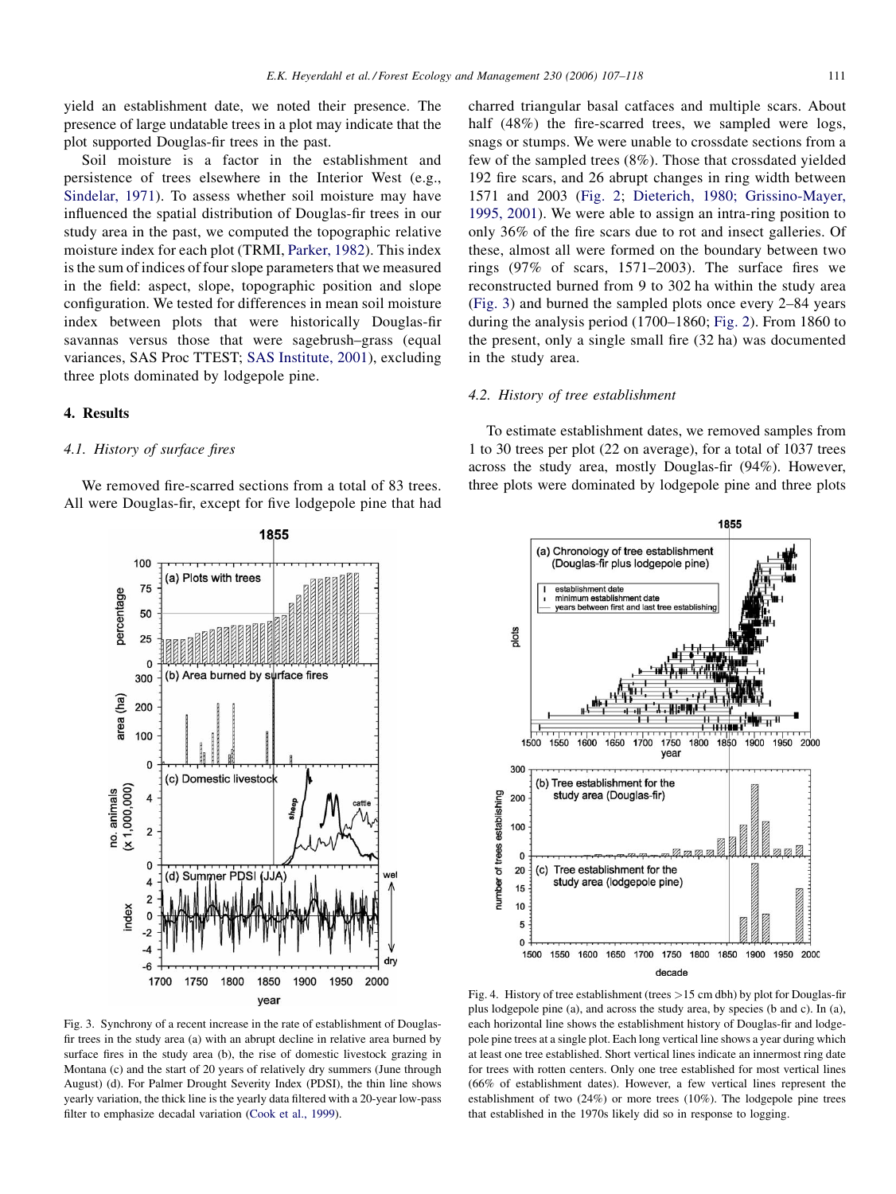yield an establishment date, we noted their presence. The presence of large undatable trees in a plot may indicate that the plot supported Douglas-fir trees in the past.

Soil moisture is a factor in the establishment and persistence of trees elsewhere in the Interior West (e.g., Sindelar, 1971). To assess whether soil moisture may have influenced the spatial distribution of Douglas-fir trees in our study area in the past, we computed the topographic relative moisture index for each plot (TRMI, Parker, 1982). This index is the sum of indices of four slope parameters that we measured in the field: aspect, slope, topographic position and slope configuration. We tested for differences in mean soil moisture index between plots that were historically Douglas-fir savannas versus those that were sagebrush–grass (equal variances, SAS Proc TTEST; SAS Institute, 2001), excluding three plots dominated by lodgepole pine.

## 4. Results

### 4.1. History of surface fires

We removed fire-scarred sections from a total of 83 trees. All were Douglas-fir, except for five lodgepole pine that had charred triangular basal catfaces and multiple scars. About half (48%) the fire-scarred trees, we sampled were logs, snags or stumps. We were unable to crossdate sections from a few of the sampled trees (8%). Those that crossdated yielded 192 fire scars, and 26 abrupt changes in ring width between 1571 and 2003 (Fig. 2; Dieterich, 1980; Grissino-Mayer, 1995, 2001). We were able to assign an intra-ring position to only 36% of the fire scars due to rot and insect galleries. Of these, almost all were formed on the boundary between two rings (97% of scars, 1571–2003). The surface fires we reconstructed burned from 9 to 302 ha within the study area (Fig. 3) and burned the sampled plots once every 2–84 years during the analysis period (1700–1860; Fig. 2). From 1860 to the present, only a single small fire (32 ha) was documented in the study area.

### 4.2. History of tree establishment

To estimate establishment dates, we removed samples from 1 to 30 trees per plot (22 on average), for a total of 1037 trees across the study area, mostly Douglas-fir (94%). However, three plots were dominated by lodgepole pine and three plots

Fig. 3. Synchrony of a recent increase in the rate of establishment of Douglas-fir trees in the study area (a) with an abrupt decline in relative area burned by surface fires in the study area (b), the rise of domestic livestock grazing in Montana (c) and the start of 20 years of relatively dry summers (June through August) (d). For Palmer Drought Severity Index (PDSI), the thin line shows yearly variation, the thick line is the yearly data filtered with a 20-year low-pass filter to emphasize decadal variation (Cook et al., 1999).

Fig. 4. History of tree establishment (trees >15 cm dbh) by plot for Douglas-fir plus lodgepole pine (a), and across the study area, by species (b and c). In (a), each horizontal line shows the establishment history of Douglas-fir and lodgepole pine trees at a single plot. Each long vertical line shows a year during which at least one tree established. Short vertical lines indicate an innermost ring date for trees with rotten centers. Only one tree established for most vertical lines (66% of establishment dates). However, a few vertical lines represent the establishment of two (24%) or more trees (10%). The lodgepole pine trees that established in the 1970s likely did so in response to logging.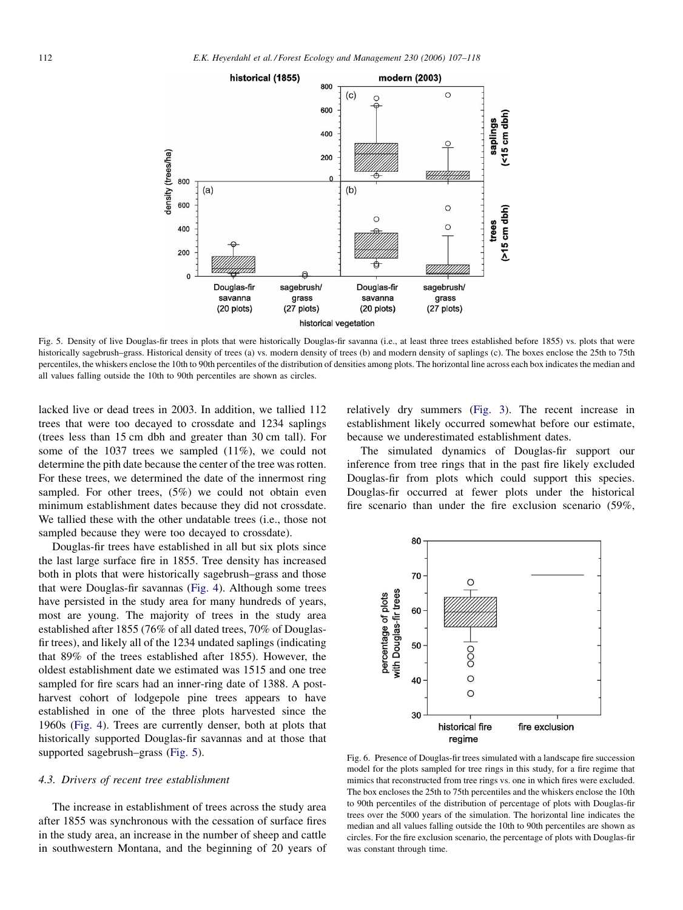Fig. 5. Density of live Douglas-fir trees in plots that were historically Douglas-fir savanna (i.e., at least three trees established before 1855) vs. plots that were historically sagebrush–grass. Historical density of trees (a) vs. modern density of trees (b) and modern density of saplings (c). The boxes enclose the 25th to 75th percentiles, the whiskers enclose the 10th to 90th percentiles of the distribution of densities among plots. The horizontal line across each box indicates the median and all values falling outside the 10th to 90th percentiles are shown as circles.

lacked live or dead trees in 2003. In addition, we tallied 112 trees that were too decayed to crossdate and 1234 saplings (trees less than 15 cm dbh and greater than 30 cm tall). For some of the 1037 trees we sampled (11%), we could not determine the pith date because the center of the tree was rotten. For these trees, we determined the date of the innermost ring sampled. For other trees, (5%) we could not obtain even minimum establishment dates because they did not crossdate. We tallied these with the other undatable trees (i.e., those not sampled because they were too decayed to crossdate).

Douglas-fir trees have established in all but six plots since the last large surface fire in 1855. Tree density has increased both in plots that were historically sagebrush–grass and those that were Douglas-fir savannas (Fig. 4). Although some trees have persisted in the study area for many hundreds of years, most are young. The majority of trees in the study area established after 1855 (76% of all dated trees, 70% of Douglas-fir trees), and likely all of the 1234 undated saplings (indicating that 89% of the trees established after 1855). However, the oldest establishment date we estimated was 1515 and one tree sampled for fire scars had an inner-ring date of 1388. A post-harvest cohort of lodgepole pine trees appears to have established in one of the three plots harvested since the 1960s (Fig. 4). Trees are currently denser, both at plots that historically supported Douglas-fir savannas and at those that supported sagebrush–grass (Fig. 5).

### 4.3. Drivers of recent tree establishment

The increase in establishment of trees across the study area after 1855 was synchronous with the cessation of surface fires in the study area, an increase in the number of sheep and cattle in southwestern Montana, and the beginning of 20 years of relatively dry summers (Fig. 3). The recent increase in establishment likely occurred somewhat before our estimate, because we underestimated establishment dates.

The simulated dynamics of Douglas-fir support our inference from tree rings that in the past fire likely excluded Douglas-fir from plots which could support this species. Douglas-fir occurred at fewer plots under the historical fire scenario than under the fire exclusion scenario (59%,

Fig. 6. Presence of Douglas-fir trees simulated with a landscape fire succession model for the plots sampled for tree rings in this study, for a fire regime that mimics that reconstructed from tree rings vs. one in which fires were excluded. The box encloses the 25th to 75th percentiles and the whiskers enclose the 10th to 90th percentiles of the distribution of percentage of plots with Douglas-fir trees over the 5000 years of the simulation. The horizontal line indicates the median and all values falling outside the 10th to 90th percentiles are shown as circles. For the fire exclusion scenario, the percentage of plots with Douglas-fir was constant through time.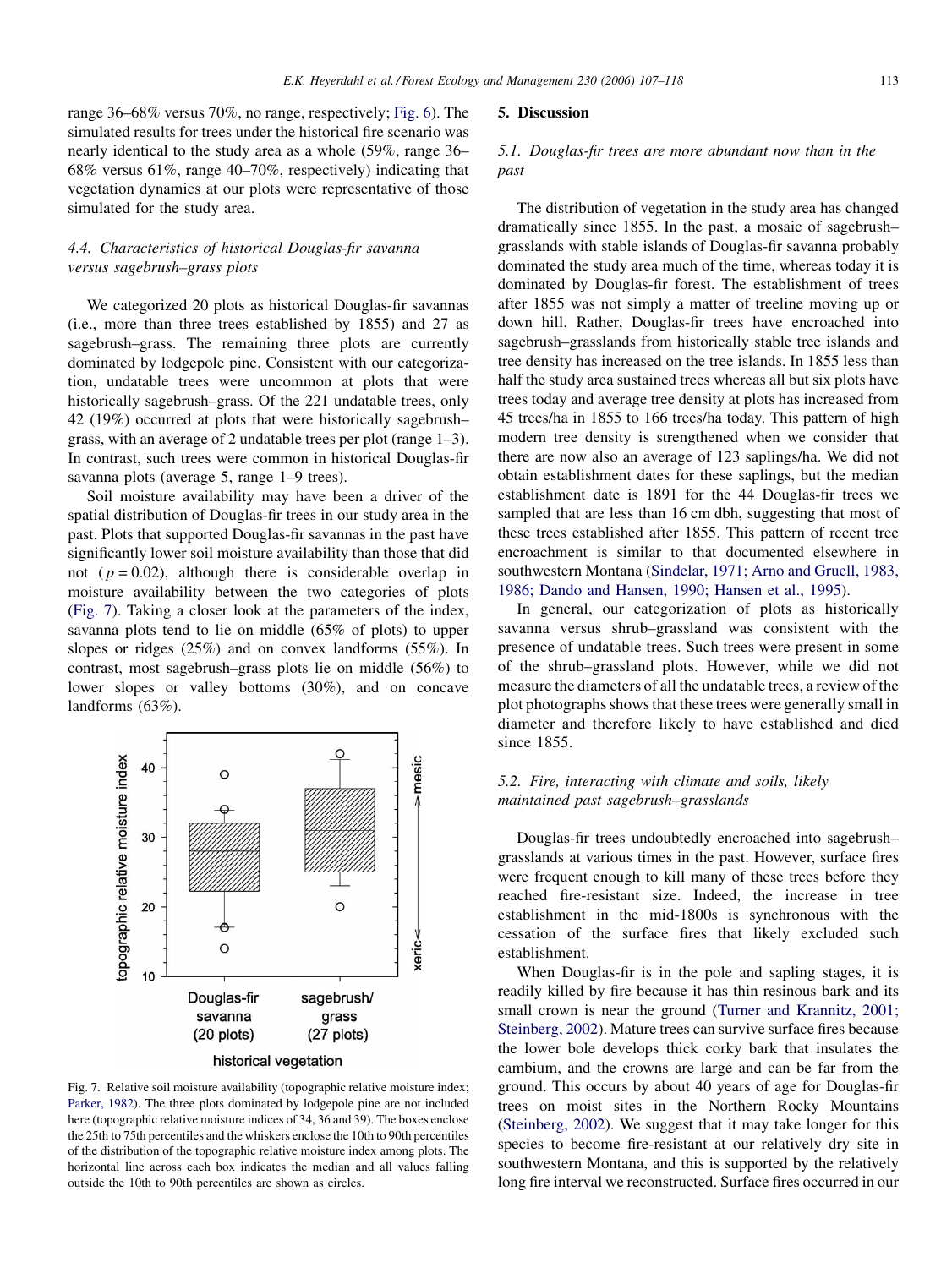range 36–68% versus 70%, no range, respectively; Fig. 6). The simulated results for trees under the historical fire scenario was nearly identical to the study area as a whole (59%, range 36–68% versus 61%, range 40–70%, respectively) indicating that vegetation dynamics at our plots were representative of those simulated for the study area.

### 4.4. Characteristics of historical Douglas-fir savanna versus sagebrush–grass plots

We categorized 20 plots as historical Douglas-fir savannas (i.e., more than three trees established by 1855) and 27 as sagebrush–grass. The remaining three plots are currently dominated by lodgepole pine. Consistent with our categorization, undatable trees were uncommon at plots that were historically sagebrush–grass. Of the 221 undatable trees, only 42 (19%) occurred at plots that were historically sagebrush–grass, with an average of 2 undatable trees per plot (range 1–3). In contrast, such trees were common in historical Douglas-fir savanna plots (average 5, range 1–9 trees).

Soil moisture availability may have been a driver of the spatial distribution of Douglas-fir trees in our study area in the past. Plots that supported Douglas-fir savannas in the past have significantly lower soil moisture availability than those that did not ($p = 0.02$), although there is considerable overlap in moisture availability between the two categories of plots (Fig. 7). Taking a closer look at the parameters of the index, savanna plots tend to lie on middle (65% of plots) to upper slopes or ridges (25%) and on convex landforms (55%). In contrast, most sagebrush–grass plots lie on middle (56%) to lower slopes or valley bottoms (30%), and on concave landforms (63%).

Fig. 7. Relative soil moisture availability (topographic relative moisture index; Parker, 1982). The three plots dominated by lodgepole pine are not included here (topographic relative moisture indices of 34, 36 and 39). The boxes enclose the 25th to 75th percentiles and the whiskers enclose the 10th to 90th percentiles of the distribution of the topographic relative moisture index among plots. The horizontal line across each box indicates the median and all values falling outside the 10th to 90th percentiles are shown as circles.

## 5. Discussion

### 5.1. Douglas-fir trees are more abundant now than in the past

The distribution of vegetation in the study area has changed dramatically since 1855. In the past, a mosaic of sagebrush–grasslands with stable islands of Douglas-fir savanna probably dominated the study area much of the time, whereas today it is dominated by Douglas-fir forest. The establishment of trees after 1855 was not simply a matter of treeline moving up or down hill. Rather, Douglas-fir trees have encroached into sagebrush–grasslands from historically stable tree islands and tree density has increased on the tree islands. In 1855 less than half the study area sustained trees whereas all but six plots have trees today and average tree density at plots has increased from 45 trees/ha in 1855 to 166 trees/ha today. This pattern of high modern tree density is strengthened when we consider that there are now also an average of 123 saplings/ha. We did not obtain establishment dates for these saplings, but the median establishment date is 1891 for the 44 Douglas-fir trees we sampled that are less than 16 cm dbh, suggesting that most of these trees established after 1855. This pattern of recent tree encroachment is similar to that documented elsewhere in southwestern Montana (Sindelar, 1971; Arno and Gruell, 1983, 1986; Dando and Hansen, 1990; Hansen et al., 1995).

In general, our categorization of plots as historically savanna versus shrub–grassland was consistent with the presence of undatable trees. Such trees were present in some of the shrub–grassland plots. However, while we did not measure the diameters of all the undatable trees, a review of the plot photographs shows that these trees were generally small in diameter and therefore likely to have established and died since 1855.

### 5.2. Fire, interacting with climate and soils, likely maintained past sagebrush–grasslands

Douglas-fir trees undoubtedly encroached into sagebrush–grasslands at various times in the past. However, surface fires were frequent enough to kill many of these trees before they reached fire-resistant size. Indeed, the increase in tree establishment in the mid-1800s is synchronous with the cessation of the surface fires that likely excluded such establishment.

When Douglas-fir is in the pole and sapling stages, it is readily killed by fire because it has thin resinous bark and its small crown is near the ground (Turner and Krannitz, 2001; Steinberg, 2002). Mature trees can survive surface fires because the lower bole develops thick corky bark that insulates the cambium, and the crowns are large and can be far from the ground. This occurs by about 40 years of age for Douglas-fir trees on moist sites in the Northern Rocky Mountains (Steinberg, 2002). We suggest that it may take longer for this species to become fire-resistant at our relatively dry site in southwestern Montana, and this is supported by the relatively long fire interval we reconstructed. Surface fires occurred in our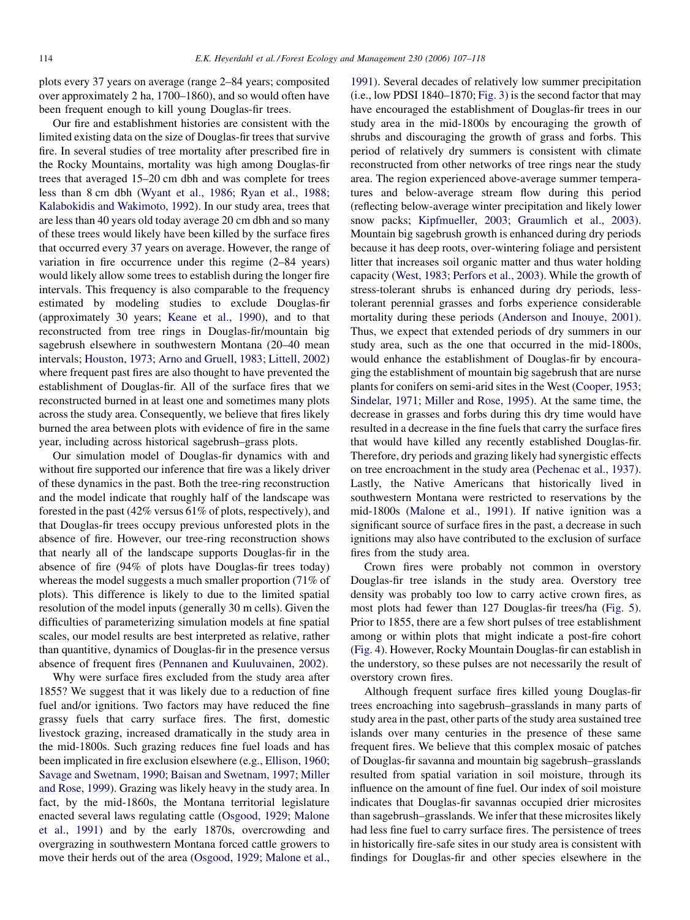plots every 37 years on average (range 2–84 years; composited over approximately 2 ha, 1700–1860), and so would often have been frequent enough to kill young Douglas-fir trees.

Our fire and establishment histories are consistent with the limited existing data on the size of Douglas-fir trees that survive fire. In several studies of tree mortality after prescribed fire in the Rocky Mountains, mortality was high among Douglas-fir trees that averaged 15–20 cm dbh and was complete for trees less than 8 cm dbh (Wyant et al., 1986; Ryan et al., 1988; Kalabokidis and Wakimoto, 1992). In our study area, trees that are less than 40 years old today average 20 cm dbh and so many of these trees would likely have been killed by the surface fires that occurred every 37 years on average. However, the range of variation in fire occurrence under this regime (2–84 years) would likely allow some trees to establish during the longer fire intervals. This frequency is also comparable to the frequency estimated by modeling studies to exclude Douglas-fir (approximately 30 years; Keane et al., 1990), and to that reconstructed from tree rings in Douglas-fir/mountain big sagebrush elsewhere in southwestern Montana (20–40 mean intervals; Houston, 1973; Arno and Gruell, 1983; Littell, 2002) where frequent past fires are also thought to have prevented the establishment of Douglas-fir. All of the surface fires that we reconstructed burned in at least one and sometimes many plots across the study area. Consequently, we believe that fires likely burned the area between plots with evidence of fire in the same year, including across historical sagebrush–grass plots.

Our simulation model of Douglas-fir dynamics with and without fire supported our inference that fire was a likely driver of these dynamics in the past. Both the tree-ring reconstruction and the model indicate that roughly half of the landscape was forested in the past (42% versus 61% of plots, respectively), and that Douglas-fir trees occupy previous unforested plots in the absence of fire. However, our tree-ring reconstruction shows that nearly all of the landscape supports Douglas-fir in the absence of fire (94% of plots have Douglas-fir trees today) whereas the model suggests a much smaller proportion (71% of plots). This difference is likely to due to the limited spatial resolution of the model inputs (generally 30 m cells). Given the difficulties of parameterizing simulation models at fine spatial scales, our model results are best interpreted as relative, rather than quantitive, dynamics of Douglas-fir in the presence versus absence of frequent fires (Pennanen and Kuuluvainen, 2002).

Why were surface fires excluded from the study area after 1855? We suggest that it was likely due to a reduction of fine fuel and/or ignitions. Two factors may have reduced the fine grassy fuels that carry surface fires. The first, domestic livestock grazing, increased dramatically in the study area in the mid-1800s. Such grazing reduces fine fuel loads and has been implicated in fire exclusion elsewhere (e.g., Ellison, 1960; Savage and Swetnam, 1990; Baisan and Swetnam, 1997; Miller and Rose, 1999). Grazing was likely heavy in the study area. In fact, by the mid-1860s, the Montana territorial legislature enacted several laws regulating cattle (Osgood, 1929; Malone et al., 1991) and by the early 1870s, overcrowding and overgrazing in southwestern Montana forced cattle growers to move their herds out of the area (Osgood, 1929; Malone et al., 1991). Several decades of relatively low summer precipitation (i.e., low PDSI 1840–1870; Fig. 3) is the second factor that may have encouraged the establishment of Douglas-fir trees in our study area in the mid-1800s by encouraging the growth of shrubs and discouraging the growth of grass and forbs. This period of relatively dry summers is consistent with climate reconstructed from other networks of tree rings near the study area. The region experienced above-average summer temperatures and below-average stream flow during this period (reflecting below-average winter precipitation and likely lower snow packs; Kipfmueller, 2003; Graumlich et al., 2003). Mountain big sagebrush growth is enhanced during dry periods because it has deep roots, over-wintering foliage and persistent litter that increases soil organic matter and thus water holding capacity (West, 1983; Perfors et al., 2003). While the growth of stress-tolerant shrubs is enhanced during dry periods, less-tolerant perennial grasses and forbs experience considerable mortality during these periods (Anderson and Inouye, 2001). Thus, we expect that extended periods of dry summers in our study area, such as the one that occurred in the mid-1800s, would enhance the establishment of Douglas-fir by encouraging the establishment of mountain big sagebrush that are nurse plants for conifers on semi-arid sites in the West (Cooper, 1953; Sindelar, 1971; Miller and Rose, 1995). At the same time, the decrease in grasses and forbs during this dry time would have resulted in a decrease in the fine fuels that carry the surface fires that would have killed any recently established Douglas-fir. Therefore, dry periods and grazing likely had synergistic effects on tree encroachment in the study area (Pechenac et al., 1937). Lastly, the Native Americans that historically lived in southwestern Montana were restricted to reservations by the mid-1800s (Malone et al., 1991). If native ignition was a significant source of surface fires in the past, a decrease in such ignitions may also have contributed to the exclusion of surface fires from the study area.

Crown fires were probably not common in overstory Douglas-fir tree islands in the study area. Overstory tree density was probably too low to carry active crown fires, as most plots had fewer than 127 Douglas-fir trees/ha (Fig. 5). Prior to 1855, there are a few short pulses of tree establishment among or within plots that might indicate a post-fire cohort (Fig. 4). However, Rocky Mountain Douglas-fir can establish in the understory, so these pulses are not necessarily the result of overstory crown fires.

Although frequent surface fires killed young Douglas-fir trees encroaching into sagebrush–grasslands in many parts of study area in the past, other parts of the study area sustained tree islands over many centuries in the presence of these same frequent fires. We believe that this complex mosaic of patches of Douglas-fir savanna and mountain big sagebrush–grasslands resulted from spatial variation in soil moisture, through its influence on the amount of fine fuel. Our index of soil moisture indicates that Douglas-fir savannas occupied drier microsites than sagebrush–grasslands. We infer that these microsites likely had less fine fuel to carry surface fires. The persistence of trees in historically fire-safe sites in our study area is consistent with findings for Douglas-fir and other species elsewhere in the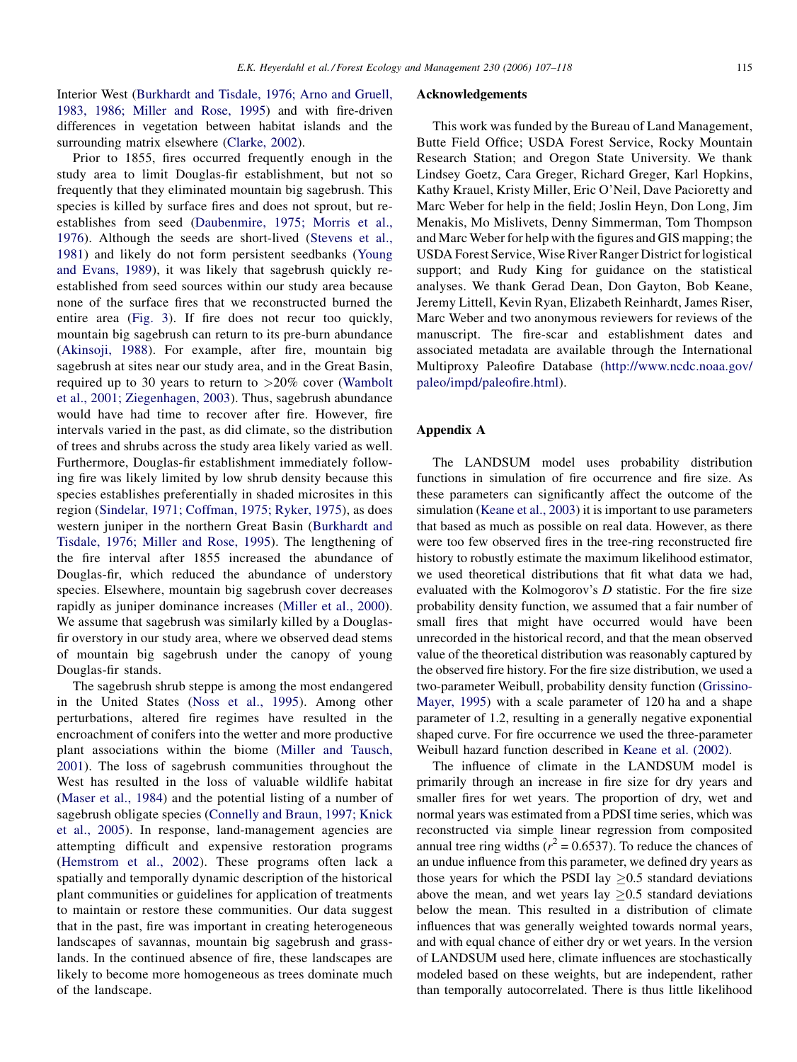Interior West (Burkhardt and Tisdale, 1976; Arno and Gruell, 1983, 1986; Miller and Rose, 1995) and with fire-driven differences in vegetation between habitat islands and the surrounding matrix elsewhere (Clarke, 2002).

Prior to 1855, fires occurred frequently enough in the study area to limit Douglas-fir establishment, but not so frequently that they eliminated mountain big sagebrush. This species is killed by surface fires and does not sprout, but re-establishes from seed (Daubenmire, 1975; Morris et al., 1976). Although the seeds are short-lived (Stevens et al., 1981) and likely do not form persistent seedbanks (Young and Evans, 1989), it was likely that sagebrush quickly re-established from seed sources within our study area because none of the surface fires that we reconstructed burned the entire area (Fig. 3). If fire does not recur too quickly, mountain big sagebrush can return to its pre-burn abundance (Akinsoji, 1988). For example, after fire, mountain big sagebrush at sites near our study area, and in the Great Basin, required up to 30 years to return to >20% cover (Wambolt et al., 2001; Ziegenhagen, 2003). Thus, sagebrush abundance would have had time to recover after fire. However, fire intervals varied in the past, as did climate, so the distribution of trees and shrubs across the study area likely varied as well. Furthermore, Douglas-fir establishment immediately following fire was likely limited by low shrub density because this species establishes preferentially in shaded microsites in this region (Sindelar, 1971; Coffman, 1975; Ryker, 1975), as does western juniper in the northern Great Basin (Burkhardt and Tisdale, 1976; Miller and Rose, 1995). The lengthening of the fire interval after 1855 increased the abundance of Douglas-fir, which reduced the abundance of understory species. Elsewhere, mountain big sagebrush cover decreases rapidly as juniper dominance increases (Miller et al., 2000). We assume that sagebrush was similarly killed by a Douglas-fir overstory in our study area, where we observed dead stems of mountain big sagebrush under the canopy of young Douglas-fir stands.

The sagebrush shrub steppe is among the most endangered in the United States (Noss et al., 1995). Among other perturbations, altered fire regimes have resulted in the encroachment of conifers into the wetter and more productive plant associations within the biome (Miller and Tausch, 2001). The loss of sagebrush communities throughout the West has resulted in the loss of valuable wildlife habitat (Maser et al., 1984) and the potential listing of a number of sagebrush obligate species (Connelly and Braun, 1997; Knick et al., 2005). In response, land-management agencies are attempting difficult and expensive restoration programs (Hemstrom et al., 2002). These programs often lack a spatially and temporally dynamic description of the historical plant communities or guidelines for application of treatments to maintain or restore these communities. Our data suggest that in the past, fire was important in creating heterogeneous landscapes of savannas, mountain big sagebrush and grasslands. In the continued absence of fire, these landscapes are likely to become more homogeneous as trees dominate much of the landscape.

## Acknowledgements

This work was funded by the Bureau of Land Management, Butte Field Office; USDA Forest Service, Rocky Mountain Research Station; and Oregon State University. We thank Lindsey Goetz, Cara Greger, Richard Greger, Karl Hopkins, Kathy Krauel, Kristy Miller, Eric O'Neil, Dave Pacioretty and Marc Weber for help in the field; Joslin Heyn, Don Long, Jim Menakis, Mo Mislivets, Denny Simmerman, Tom Thompson and Marc Weber for help with the figures and GIS mapping; the USDA Forest Service, Wise River Ranger District for logistical support; and Rudy King for guidance on the statistical analyses. We thank Gerad Dean, Don Gayton, Bob Keane, Jeremy Littell, Kevin Ryan, Elizabeth Reinhardt, James Riser, Marc Weber and two anonymous reviewers for reviews of the manuscript. The fire-scar and establishment dates and associated metadata are available through the International Multiproxy Paleofire Database (http://www.ncdc.noaa.gov/paleo/impd/paleofire.html).

## Appendix A

The LANDSUM model uses probability distribution functions in simulation of fire occurrence and fire size. As these parameters can significantly affect the outcome of the simulation (Keane et al., 2003) it is important to use parameters that based as much as possible on real data. However, as there were too few observed fires in the tree-ring reconstructed fire history to robustly estimate the maximum likelihood estimator, we used theoretical distributions that fit what data we had, evaluated with the Kolmogorov's $D$ statistic. For the fire size probability density function, we assumed that a fair number of small fires that might have occurred would have been unrecorded in the historical record, and that the mean observed value of the theoretical distribution was reasonably captured by the observed fire history. For the fire size distribution, we used a two-parameter Weibull, probability density function (Grissino-Mayer, 1995) with a scale parameter of 120 ha and a shape parameter of 1.2, resulting in a generally negative exponential shaped curve. For fire occurrence we used the three-parameter Weibull hazard function described in Keane et al. (2002).

The influence of climate in the LANDSUM model is primarily through an increase in fire size for dry years and smaller fires for wet years. The proportion of dry, wet and normal years was estimated from a PDSI time series, which was reconstructed via simple linear regression from composited annual tree ring widths ($r^2 = 0.6537$). To reduce the chances of an undue influence from this parameter, we defined dry years as those years for which the PSDI lay $\geq$0.5 standard deviations above the mean, and wet years lay $\geq$0.5 standard deviations below the mean. This resulted in a distribution of climate influences that was generally weighted towards normal years, and with equal chance of either dry or wet years. In the version of LANDSUM used here, climate influences are stochastically modeled based on these weights, but are independent, rather than temporally autocorrelated. There is thus little likelihood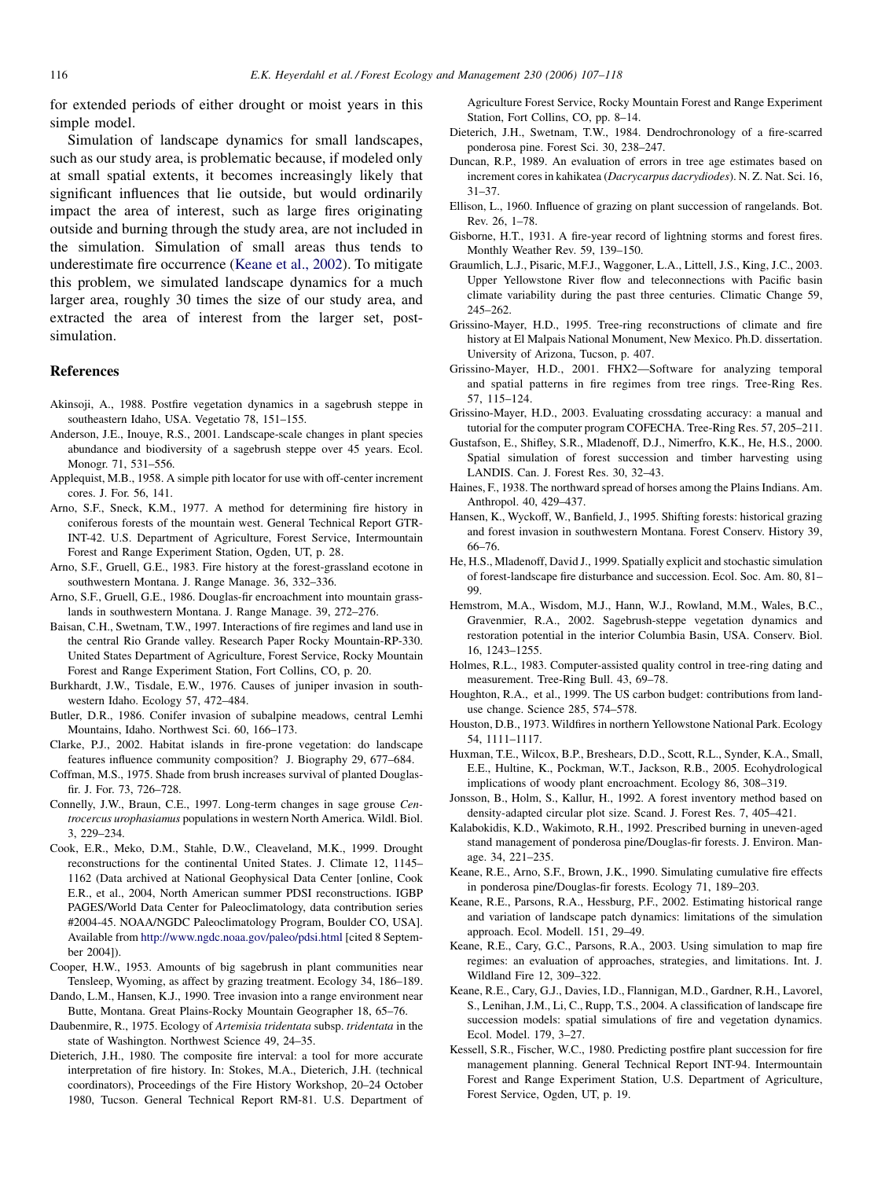for extended periods of either drought or moist years in this simple model.

Simulation of landscape dynamics for small landscapes, such as our study area, is problematic because, if modeled only at small spatial extents, it becomes increasingly likely that significant influences that lie outside, but would ordinarily impact the area of interest, such as large fires originating outside and burning through the study area, are not included in the simulation. Simulation of small areas thus tends to underestimate fire occurrence (Keane et al., 2002). To mitigate this problem, we simulated landscape dynamics for a much larger area, roughly 30 times the size of our study area, and extracted the area of interest from the larger set, post-simulation.

## References

Akinsoji, A., 1988. Postfire vegetation dynamics in a sagebrush steppe in southeastern Idaho, USA. Vegetatio 78, 151–155.

Anderson, J.E., Inouye, R.S., 2001. Landscape-scale changes in plant species abundance and biodiversity of a sagebrush steppe over 45 years. Ecol. Monogr. 71, 531–556.

Applequist, M.B., 1958. A simple pith locator for use with off-center increment cores. J. For. 56, 141.

Arno, S.F., Sneck, K.M., 1977. A method for determining fire history in coniferous forests of the mountain west. General Technical Report GTR-INT-42. U.S. Department of Agriculture, Forest Service, Intermountain Forest and Range Experiment Station, Ogden, UT, p. 28.

Arno, S.F., Gruell, G.E., 1983. Fire history at the forest-grassland ecotone in southwestern Montana. J. Range Manage. 36, 332–336.

Arno, S.F., Gruell, G.E., 1986. Douglas-fir encroachment into mountain grasslands in southwestern Montana. J. Range Manage. 39, 272–276.

Baisan, C.H., Swetnam, T.W., 1997. Interactions of fire regimes and land use in the central Rio Grande valley. Research Paper Rocky Mountain-RP-330. United States Department of Agriculture, Forest Service, Rocky Mountain Forest and Range Experiment Station, Fort Collins, CO, p. 20.

Burkhardt, J.W., Tisdale, E.W., 1976. Causes of juniper invasion in southwestern Idaho. Ecology 57, 472–484.

Butler, D.R., 1986. Conifer invasion of subalpine meadows, central Lemhi Mountains, Idaho. Northwest Sci. 60, 166–173.

Clarke, P.J., 2002. Habitat islands in fire-prone vegetation: do landscape features influence community composition? J. Biography 29, 677–684.

Coffman, M.S., 1975. Shade from brush increases survival of planted Douglas-fir. J. For. 73, 726–728.

Connelly, J.W., Braun, C.E., 1997. Long-term changes in sage grouse *Centrocercus urophasiamus* populations in western North America. Wildl. Biol. 3, 229–234.

Cook, E.R., Meko, D.M., Stahle, D.W., Cleaveland, M.K., 1999. Drought reconstructions for the continental United States. J. Climate 12, 1145–1162 (Data archived at National Geophysical Data Center [online, Cook E.R., et al., 2004, North American summer PDSI reconstructions. IGBP PAGES/World Data Center for Paleoclimatology, data contribution series #2004-45. NOAA/NGDC Paleoclimatology Program, Boulder CO, USA]. Available from http://www.ngdc.noaa.gov/paleo/pdsi.html [cited 8 September 2004]).

Cooper, H.W., 1953. Amounts of big sagebrush in plant communities near Tensleep, Wyoming, as affect by grazing treatment. Ecology 34, 186–189.

Dando, L.M., Hansen, K.J., 1990. Tree invasion into a range environment near Butte, Montana. Great Plains-Rocky Mountain Geographer 18, 65–76.

Daubenmire, R., 1975. Ecology of *Artemisia tridentata* subsp. *tridentata* in the state of Washington. Northwest Science 49, 24–35.

Dieterich, J.H., 1980. The composite fire interval: a tool for more accurate interpretation of fire history. In: Stokes, M.A., Dieterich, J.H. (technical coordinators), Proceedings of the Fire History Workshop, 20–24 October 1980, Tucson. General Technical Report RM-81. U.S. Department of Agriculture Forest Service, Rocky Mountain Forest and Range Experiment Station, Fort Collins, CO, pp. 8–14.

Dieterich, J.H., Swetnam, T.W., 1984. Dendrochronology of a fire-scarred ponderosa pine. Forest Sci. 30, 238–247.

Duncan, R.P., 1989. An evaluation of errors in tree age estimates based on increment cores in kahikatea (*Dacrycarpus dacrydiodes*). N. Z. Nat. Sci. 16, 31–37.

Ellison, L., 1960. Influence of grazing on plant succession of rangelands. Bot. Rev. 26, 1–78.

Gisborne, H.T., 1931. A fire-year record of lightning storms and forest fires. Monthly Weather Rev. 59, 139–150.

Graumlich, L.J., Pisaric, M.F.J., Waggoner, L.A., Littell, J.S., King, J.C., 2003. Upper Yellowstone River flow and teleconnections with Pacific basin climate variability during the past three centuries. Climatic Change 59, 245–262.

Grissino-Mayer, H.D., 1995. Tree-ring reconstructions of climate and fire history at El Malpais National Monument, New Mexico. Ph.D. dissertation. University of Arizona, Tucson, p. 407.

Grissino-Mayer, H.D., 2001. FHX2—Software for analyzing temporal and spatial patterns in fire regimes from tree rings. Tree-Ring Res. 57, 115–124.

Grissino-Mayer, H.D., 2003. Evaluating crossdating accuracy: a manual and tutorial for the computer program COFECHA. Tree-Ring Res. 57, 205–211.

Gustafson, E., Shifley, S.R., Mladenoff, D.J., Nimerfro, K.K., He, H.S., 2000. Spatial simulation of forest succession and timber harvesting using LANDIS. Can. J. Forest Res. 30, 32–43.

Haines, F., 1938. The northward spread of horses among the Plains Indians. Am. Anthropol. 40, 429–437.

Hansen, K., Wyckoff, W., Banfield, J., 1995. Shifting forests: historical grazing and forest invasion in southwestern Montana. Forest Conserv. History 39, 66–76.

He, H.S., Mladenoff, David J., 1999. Spatially explicit and stochastic simulation of forest-landscape fire disturbance and succession. Ecol. Soc. Am. 80, 81–99.

Hemstrom, M.A., Wisdom, M.J., Hann, W.J., Rowland, M.M., Wales, B.C., Gravenmier, R.A., 2002. Sagebrush-steppe vegetation dynamics and restoration potential in the interior Columbia Basin, USA. Conserv. Biol. 16, 1243–1255.

Holmes, R.L., 1983. Computer-assisted quality control in tree-ring dating and measurement. Tree-Ring Bull. 43, 69–78.

Houghton, R.A., et al., 1999. The US carbon budget: contributions from land-use change. Science 285, 574–578.

Houston, D.B., 1973. Wildfires in northern Yellowstone National Park. Ecology 54, 1111–1117.

Huxman, T.E., Wilcox, B.P., Breshears, D.D., Scott, R.L., Synder, K.A., Small, E.E., Hultine, K., Pockman, W.T., Jackson, R.B., 2005. Ecohydrological implications of woody plant encroachment. Ecology 86, 308–319.

Jonsson, B., Holm, S., Kallur, H., 1992. A forest inventory method based on density-adapted circular plot size. Scand. J. Forest Res. 7, 405–421.

Kalabokidis, K.D., Wakimoto, R.H., 1992. Prescribed burning in uneven-aged stand management of ponderosa pine/Douglas-fir forests. J. Environ. Manage. 34, 221–235.

Keane, R.E., Arno, S.F., Brown, J.K., 1990. Simulating cumulative fire effects in ponderosa pine/Douglas-fir forests. Ecology 71, 189–203.

Keane, R.E., Parsons, R.A., Hessburg, P.F., 2002. Estimating historical range and variation of landscape patch dynamics: limitations of the simulation approach. Ecol. Modell. 151, 29–49.

Keane, R.E., Cary, G.C., Parsons, R.A., 2003. Using simulation to map fire regimes: an evaluation of approaches, strategies, and limitations. Int. J. Wildland Fire 12, 309–322.

Keane, R.E., Cary, G.J., Davies, I.D., Flannigan, M.D., Gardner, R.H., Lavorel, S., Lenihan, J.M., Li, C., Rupp, T.S., 2004. A classification of landscape fire succession models: spatial simulations of fire and vegetation dynamics. Ecol. Model. 179, 3–27.

Kessell, S.R., Fischer, W.C., 1980. Predicting postfire plant succession for fire management planning. General Technical Report INT-94. Intermountain Forest and Range Experiment Station, U.S. Department of Agriculture, Forest Service, Ogden, UT, p. 19.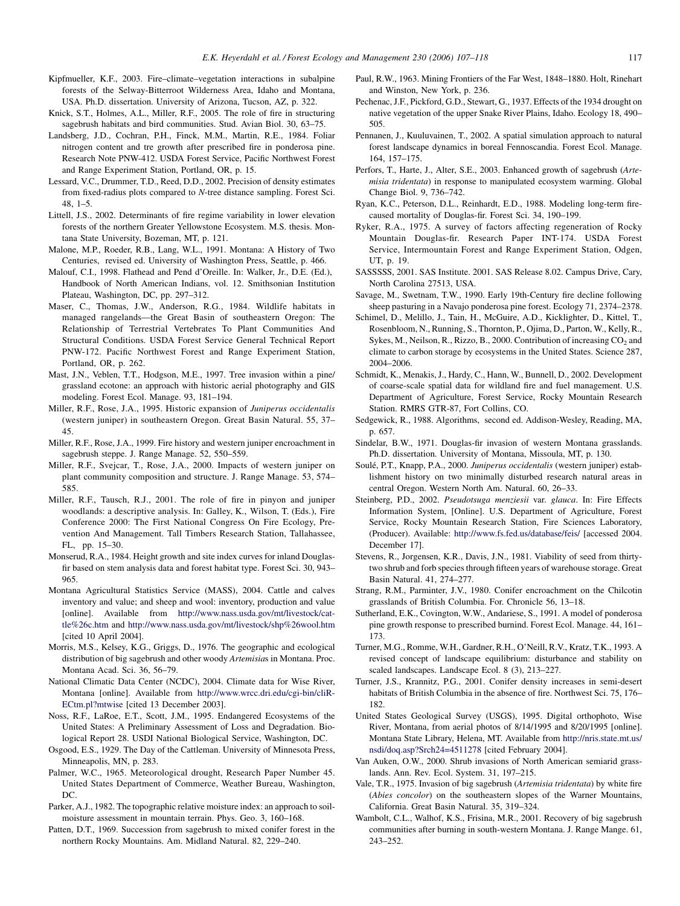Kipfmueller, K.F., 2003. Fire–climate–vegetation interactions in subalpine forests of the Selway-Bitterroot Wilderness Area, Idaho and Montana, USA. Ph.D. dissertation. University of Arizona, Tucson, AZ, p. 322.

Knick, S.T., Holmes, A.L., Miller, R.F., 2005. The role of fire in structuring sagebrush habitats and bird communities. Stud. Avian Biol. 30, 63–75.

Landsberg, J.D., Cochran, P.H., Finck, M.M., Martin, R.E., 1984. Foliar nitrogen content and tre growth after prescribed fire in ponderosa pine. Research Note PNW-412. USDA Forest Service, Pacific Northwest Forest and Range Experiment Station, Portland, OR, p. 15.

Lessard, V.C., Drummer, T.D., Reed, D.D., 2002. Precision of density estimates from fixed-radius plots compared to *N*-tree distance sampling. Forest Sci. 48, 1–5.

Littell, J.S., 2002. Determinants of fire regime variability in lower elevation forests of the northern Greater Yellowstone Ecosystem. M.S. thesis. Montana State University, Bozeman, MT, p. 121.

Malone, M.P., Roeder, R.B., Lang, W.L., 1991. Montana: A History of Two Centuries, revised ed. University of Washington Press, Seattle, p. 466.

Malouf, C.I., 1998. Flathead and Pend d'Oreille. In: Walker, Jr., D.E. (Ed.), Handbook of North American Indians, vol. 12. Smithsonian Institution Plateau, Washington, DC, pp. 297–312.

Maser, C., Thomas, J.W., Anderson, R.G., 1984. Wildlife habitats in managed rangelands—the Great Basin of southeastern Oregon: The Relationship of Terrestrial Vertebrates To Plant Communities And Structural Conditions. USDA Forest Service General Technical Report PNW-172. Pacific Northwest Forest and Range Experiment Station, Portland, OR, p. 262.

Mast, J.N., Veblen, T.T., Hodgson, M.E., 1997. Tree invasion within a pine/grassland ecotone: an approach with historic aerial photography and GIS modeling. Forest Ecol. Manage. 93, 181–194.

Miller, R.F., Rose, J.A., 1995. Historic expansion of *Juniperus occidentalis* (western juniper) in southeastern Oregon. Great Basin Natural. 55, 37–45.

Miller, R.F., Rose, J.A., 1999. Fire history and western juniper encroachment in sagebrush steppe. J. Range Manage. 52, 550–559.

Miller, R.F., Svejcar, T., Rose, J.A., 2000. Impacts of western juniper on plant community composition and structure. J. Range Manage. 53, 574–585.

Miller, R.F., Tausch, R.J., 2001. The role of fire in pinyon and juniper woodlands: a descriptive analysis. In: Galley, K., Wilson, T. (Eds.), Fire Conference 2000: The First National Congress On Fire Ecology, Prevention And Management. Tall Timbers Research Station, Tallahassee, FL, pp. 15–30.

Monserud, R.A., 1984. Height growth and site index curves for inland Douglas-fir based on stem analysis data and forest habitat type. Forest Sci. 30, 943–965.

Montana Agricultural Statistics Service (MASS), 2004. Cattle and calves inventory and value; and sheep and wool: inventory, production and value [online]. Available from http://www.nass.usda.gov/mt/livestock/cattle%26c.htm and http://www.nass.usda.gov/mt/livestock/shp%26wool.htm [cited 10 April 2004].

Morris, M.S., Kelsey, K.G., Griggs, D., 1976. The geographic and ecological distribution of big sagebrush and other woody *Artemisias* in Montana. Proc. Montana Acad. Sci. 36, 56–79.

National Climatic Data Center (NCDC), 2004. Climate data for Wise River, Montana [online]. Available from http://www.wrcc.dri.edu/cgi-bin/cliRECtm.pl?mtwise [cited 13 December 2003].

Noss, R.F., LaRoe, E.T., Scott, J.M., 1995. Endangered Ecosystems of the United States: A Preliminary Assessment of Loss and Degradation. Biological Report 28. USDI National Biological Service, Washington, DC.

Osgood, E.S., 1929. The Day of the Cattleman. University of Minnesota Press, Minneapolis, MN, p. 283.

Palmer, W.C., 1965. Meteorological drought, Research Paper Number 45. United States Department of Commerce, Weather Bureau, Washington, DC.

Parker, A.J., 1982. The topographic relative moisture index: an approach to soil-moisture assessment in mountain terrain. Phys. Geo. 3, 160–168.

Patten, D.T., 1969. Succession from sagebrush to mixed conifer forest in the northern Rocky Mountains. Am. Midland Natural. 82, 229–240.

Paul, R.W., 1963. Mining Frontiers of the Far West, 1848–1880. Holt, Rinehart and Winston, New York, p. 236.

Pechenac, J.F., Pickford, G.D., Stewart, G., 1937. Effects of the 1934 drought on native vegetation of the upper Snake River Plains, Idaho. Ecology 18, 490–505.

Pennanen, J., Kuuluvainen, T., 2002. A spatial simulation approach to natural forest landscape dynamics in boreal Fennoscandia. Forest Ecol. Manage. 164, 157–175.

Perfors, T., Harte, J., Alter, S.E., 2003. Enhanced growth of sagebrush (*Artemisia tridentata*) in response to manipulated ecosystem warming. Global Change Biol. 9, 736–742.

Ryan, K.C., Peterson, D.L., Reinhardt, E.D., 1988. Modeling long-term fire-caused mortality of Douglas-fir. Forest Sci. 34, 190–199.

Ryker, R.A., 1975. A survey of factors affecting regeneration of Rocky Mountain Douglas-fir. Research Paper INT-174. USDA Forest Service, Intermountain Forest and Range Experiment Station, Odgen, UT, p. 19.

SASSSSS, 2001. SAS Institute. 2001. SAS Release 8.02. Campus Drive, Cary, North Carolina 27513, USA.

Savage, M., Swetnam, T.W., 1990. Early 19th-Century fire decline following sheep pasturing in a Navajo ponderosa pine forest. Ecology 71, 2374–2378.

Schimel, D., Melillo, J., Tain, H., McGuire, A.D., Kicklighter, D., Kittel, T., Rosenbloom, N., Running, S., Thornton, P., Ojima, D., Parton, W., Kelly, R., Sykes, M., Neilson, R., Rizzo, B., 2000. Contribution of increasing $CO_2$ and climate to carbon storage by ecosystems in the United States. Science 287, 2004–2006.

Schmidt, K., Menakis, J., Hardy, C., Hann, W., Bunnell, D., 2002. Development of coarse-scale spatial data for wildland fire and fuel management. U.S. Department of Agriculture, Forest Service, Rocky Mountain Research Station. RMRS GTR-87, Fort Collins, CO.

Sedgewick, R., 1988. Algorithms, second ed. Addison-Wesley, Reading, MA, p. 657.

Sindelar, B.W., 1971. Douglas-fir invasion of western Montana grasslands. Ph.D. dissertation. University of Montana, Missoula, MT, p. 130.

Soulé, P.T., Knapp, P.A., 2000. *Juniperus occidentalis* (western juniper) establishment history on two minimally disturbed research natural areas in central Oregon. Western North Am. Natural. 60, 26–33.

Steinberg, P.D., 2002. *Pseudotsuga menziesii* var. *glauca*. In: Fire Effects Information System, [Online]. U.S. Department of Agriculture, Forest Service, Rocky Mountain Research Station, Fire Sciences Laboratory, (Producer). Available: http://www.fs.fed.us/database/feis/ [accessed 2004. December 17].

Stevens, R., Jorgensen, K.R., Davis, J.N., 1981. Viability of seed from thirty-two shrub and forb species through fifteen years of warehouse storage. Great Basin Natural. 41, 274–277.

Strang, R.M., Parminter, J.V., 1980. Conifer encroachment on the Chilcotin grasslands of British Columbia. For. Chronicle 56, 13–18.

Sutherland, E.K., Covington, W.W., Andariese, S., 1991. A model of ponderosa pine growth response to prescribed burnind. Forest Ecol. Manage. 44, 161–173.

Turner, M.G., Romme, W.H., Gardner, R.H., O'Neill, R.V., Kratz, T.K., 1993. A revised concept of landscape equilibrium: disturbance and stability on scaled landscapes. Landscape Ecol. 8 (3), 213–227.

Turner, J.S., Krannitz, P.G., 2001. Conifer density increases in semi-desert habitats of British Columbia in the absence of fire. Northwest Sci. 75, 176–182.

United States Geological Survey (USGS), 1995. Digital orthophoto, Wise River, Montana, from aerial photos of 8/14/1995 and 8/20/1995 [online]. Montana State Library, Helena, MT. Available from http://nris.state.mt.us/nsdi/doq.asp?Srch24=4511278 [cited February 2004].

Van Auken, O.W., 2000. Shrub invasions of North American semiarid grasslands. Ann. Rev. Ecol. System. 31, 197–215.

Vale, T.R., 1975. Invasion of big sagebrush (*Artemisia tridentata*) by white fire (*Abies concolor*) on the southeastern slopes of the Warner Mountains, California. Great Basin Natural. 35, 319–324.

Wambolt, C.L., Walhof, K.S., Frisina, M.R., 2001. Recovery of big sagebrush communities after burning in south-western Montana. J. Range Mange. 61, 243–252.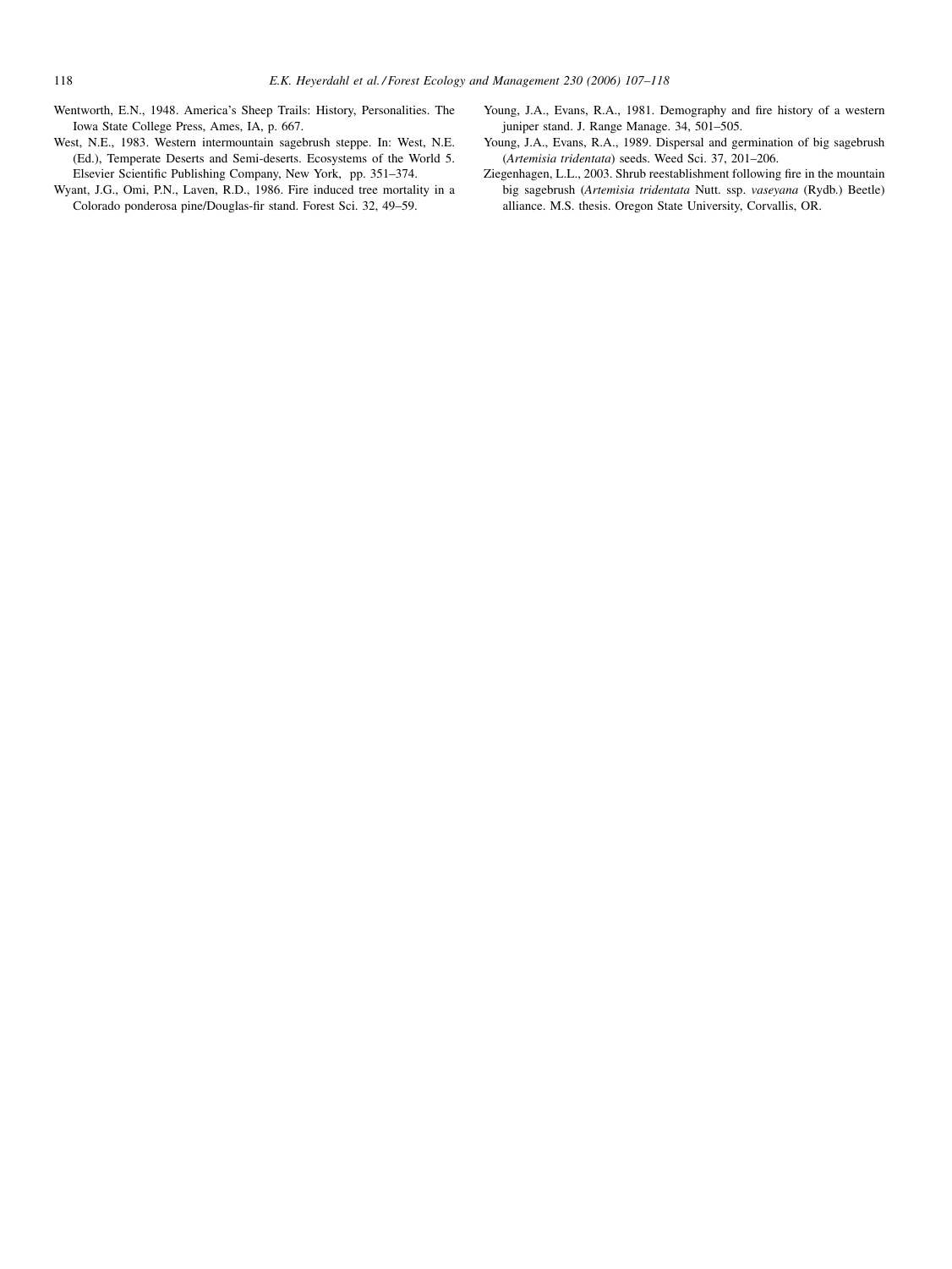Wentworth, E.N., 1948. America's Sheep Trails: History, Personalities. The Iowa State College Press, Ames, IA, p. 667.

West, N.E., 1983. Western intermountain sagebrush steppe. In: West, N.E. (Ed.), Temperate Deserts and Semi-deserts. Ecosystems of the World 5. Elsevier Scientific Publishing Company, New York, pp. 351–374.

Wyant, J.G., Omi, P.N., Laven, R.D., 1986. Fire induced tree mortality in a Colorado ponderosa pine/Douglas-fir stand. Forest Sci. 32, 49–59.

Young, J.A., Evans, R.A., 1981. Demography and fire history of a western juniper stand. J. Range Manage. 34, 501–505.

Young, J.A., Evans, R.A., 1989. Dispersal and germination of big sagebrush (*Artemisia tridentata*) seeds. Weed Sci. 37, 201–206.

Ziegenhagen, L.L., 2003. Shrub reestablishment following fire in the mountain big sagebrush (*Artemisia tridentata* Nutt. ssp. *vaseyana* (Rydb.) Beetle) alliance. M.S. thesis. Oregon State University, Corvallis, OR.